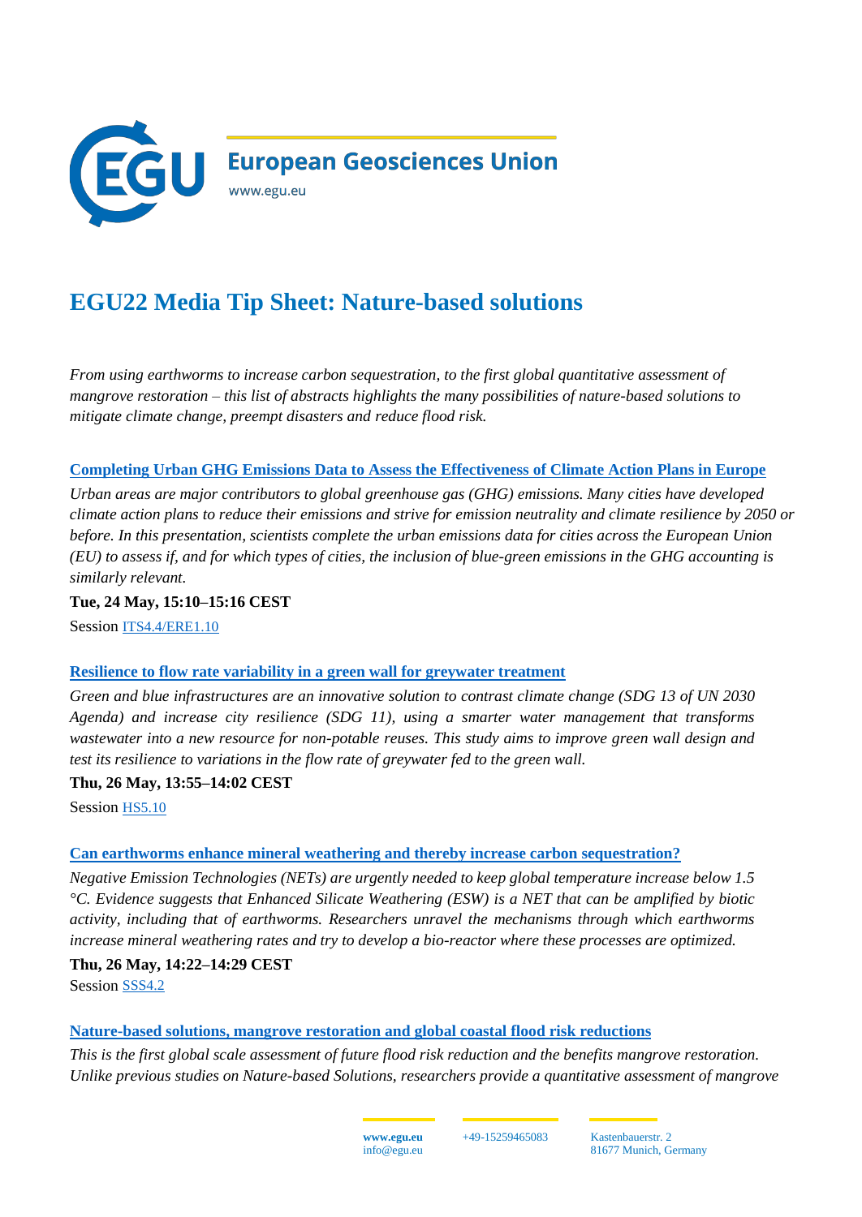# EGU22 Media Tip Sheet: Nature-based solutions

*From using earthworms to increase carbon sequestration, to the first global quantitative assessment of mangrove restoration – this list of abstracts highlights the many possibilities of nature-based solutions to mitigate climate change, preempt disasters and reduce flood risk.*

**Completing Urban GHG Emissions Data to Assess the Effectiveness of Climate Action Plans in Europe**

*Urban areas are major contributors to global greenhouse gas (GHG) emissions. Many cities have developed climate action plans to reduce their emissions and strive for emission neutrality and climate resilience by 2050 or before. In this presentation, scientists complete the urban emissions data for cities across the European Union (EU) to assess if, and for which types of cities, the inclusion of blue-green emissions in the GHG accounting is similarly relevant.*

**Tue, 24 May, 15:10–15:16 CEST**

Session ITS4.4/ERE1.10

**Resilience to flow rate variability in a green wall for greywater treatment**

*Green and blue infrastructures are an innovative solution to contrast climate change (SDG 13 of UN 2030 Agenda) and increase city resilience (SDG 11), using a smarter water management that transforms wastewater into a new resource for non-potable reuses. This study aims to improve green wall design and test its resilience to variations in the flow rate of greywater fed to the green wall.*

**Thu, 26 May, 13:55–14:02 CEST**

Session HS5.10

**Can earthworms enhance mineral weathering and thereby increase carbon sequestration?**

*Negative Emission Technologies (NETs) are urgently needed to keep global temperature increase below 1.5 °C. Evidence suggests that Enhanced Silicate Weathering (ESW) is a NET that can be amplified by biotic activity, including that of earthworms. Researchers unravel the mechanisms through which earthworms increase mineral weathering rates and try to develop a bio-reactor where these processes are optimized.*

**Thu, 26 May, 14:22–14:29 CEST**

Session SSS4.2

**Nature-based solutions, mangrove restoration and global coastal flood risk reductions**

*This is the first global scale assessment of future flood risk reduction and the benefits mangrove restoration. Unlike previous studies on Nature-based Solutions, researchers provide a quantitative assessment of mangrove*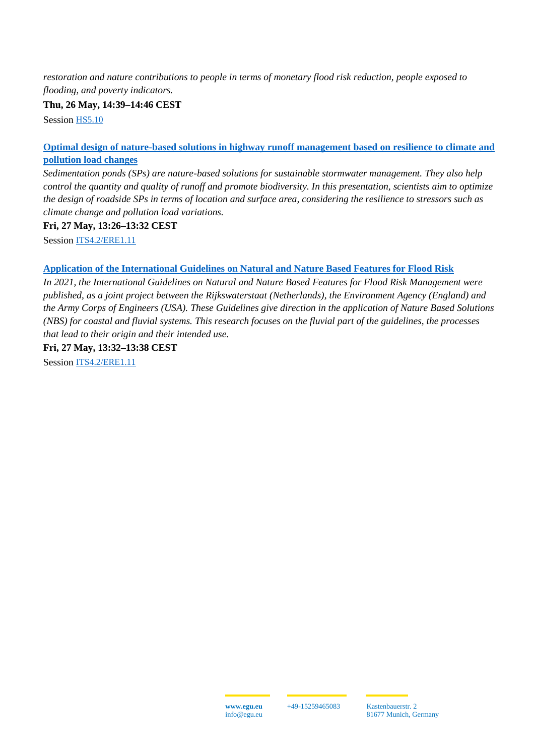*restoration and nature contributions to people in terms of monetary flood risk reduction, people exposed to flooding, and poverty indicators.*

**Thu, 26 May, 14:39–14:46 CEST**

Session HS5.10

**Optimal design of nature-based solutions in highway runoff management based on resilience to climate and pollution load changes**

*Sedimentation ponds (SPs) are nature-based solutions for sustainable stormwater management. They also help control the quantity and quality of runoff and promote biodiversity. In this presentation, scientists aim to optimize the design of roadside SPs in terms of location and surface area, considering the resilience to stressors such as climate change and pollution load variations.*

**Fri, 27 May, 13:26–13:32 CEST**

Session ITS4.2/ERE1.11

**Application of the International Guidelines on Natural and Nature Based Features for Flood Risk**

*In 2021, the International Guidelines on Natural and Nature Based Features for Flood Risk Management were published, as a joint project between the Rijkswaterstaat (Netherlands), the Environment Agency (England) and the Army Corps of Engineers (USA). These Guidelines give direction in the application of Nature Based Solutions (NBS) for coastal and fluvial systems. This research focuses on the fluvial part of the guidelines, the processes that lead to their origin and their intended use.*

**Fri, 27 May, 13:32–13:38 CEST**

Session ITS4.2/ERE1.11